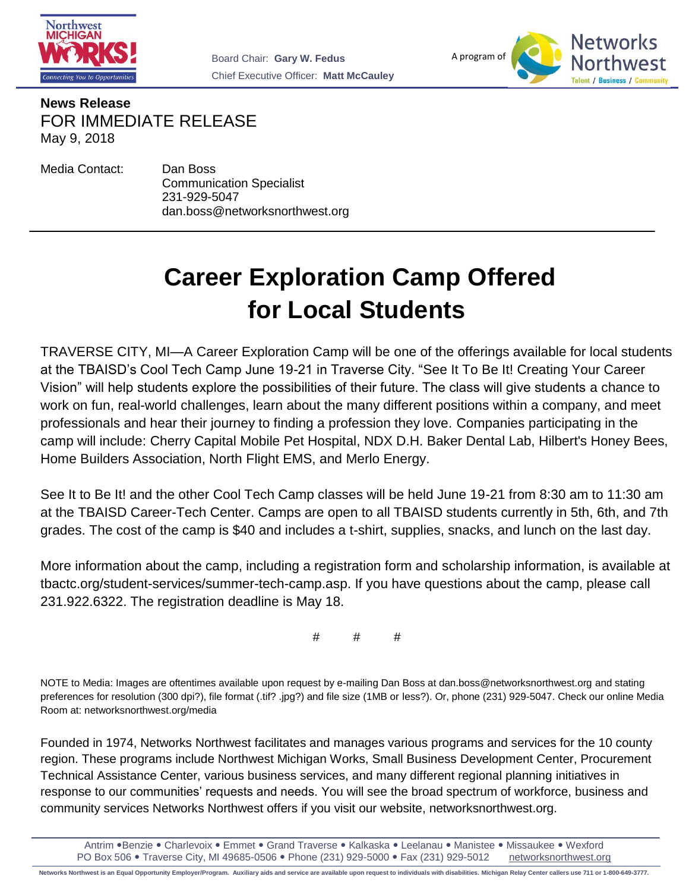Board Chair: **Gary W. Fedus**
Chief Executive Officer: **Matt McCauley**

A program of Networks Northwest

**News Release**
FOR IMMEDIATE RELEASE
May 9, 2018

Media Contact: Dan Boss
Communication Specialist
231-929-5047
dan.boss@networksnorthwest.org

---

# Career Exploration Camp Offered for Local Students

TRAVERSE CITY, MI—A Career Exploration Camp will be one of the offerings available for local students at the TBAISD's Cool Tech Camp June 19-21 in Traverse City. "See It To Be It! Creating Your Career Vision" will help students explore the possibilities of their future. The class will give students a chance to work on fun, real-world challenges, learn about the many different positions within a company, and meet professionals and hear their journey to finding a profession they love. Companies participating in the camp will include: Cherry Capital Mobile Pet Hospital, NDX D.H. Baker Dental Lab, Hilbert's Honey Bees, Home Builders Association, North Flight EMS, and Merlo Energy.

See It to Be It! and the other Cool Tech Camp classes will be held June 19-21 from 8:30 am to 11:30 am at the TBAISD Career-Tech Center. Camps are open to all TBAISD students currently in 5th, 6th, and 7th grades. The cost of the camp is $40 and includes a t-shirt, supplies, snacks, and lunch on the last day.

More information about the camp, including a registration form and scholarship information, is available at tbactc.org/student-services/summer-tech-camp.asp. If you have questions about the camp, please call 231.922.6322. The registration deadline is May 18.

# # #

NOTE to Media: Images are oftentimes available upon request by e-mailing Dan Boss at dan.boss@networksnorthwest.org and stating preferences for resolution (300 dpi?), file format (.tif? .jpg?) and file size (1MB or less?). Or, phone (231) 929-5047. Check our online Media Room at: networksnorthwest.org/media

Founded in 1974, Networks Northwest facilitates and manages various programs and services for the 10 county region. These programs include Northwest Michigan Works, Small Business Development Center, Procurement Technical Assistance Center, various business services, and many different regional planning initiatives in response to our communities' requests and needs. You will see the broad spectrum of workforce, business and community services Networks Northwest offers if you visit our website, networksnorthwest.org.

Antrim • Benzie • Charlevoix • Emmet • Grand Traverse • Kalkaska • Leelanau • Manistee • Missaukee • Wexford
PO Box 506 • Traverse City, MI 49685-0506 • Phone (231) 929-5000 • Fax (231) 929-5012 networksnorthwest.org

Networks Northwest is an Equal Opportunity Employer/Program. Auxiliary aids and service are available upon request to individuals with disabilities. Michigan Relay Center callers use 711 or 1-800-649-3777.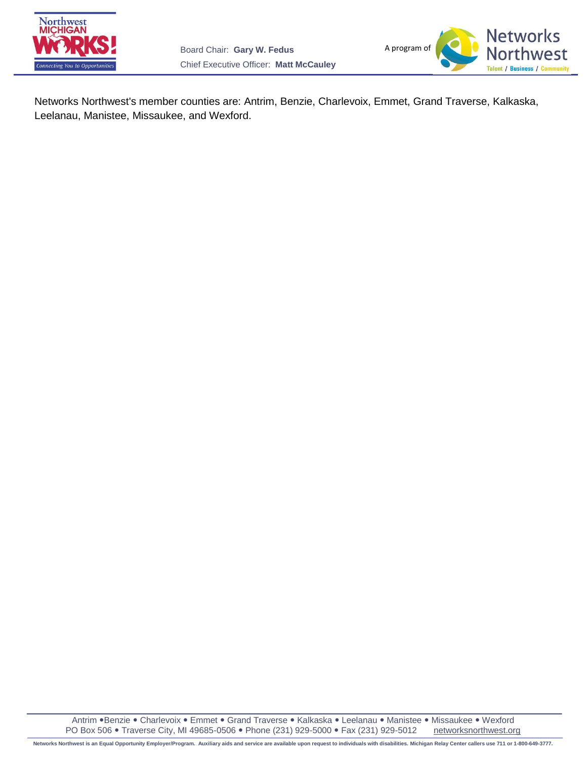Networks Northwest's member counties are: Antrim, Benzie, Charlevoix, Emmet, Grand Traverse, Kalkaska, Leelanau, Manistee, Missaukee, and Wexford.